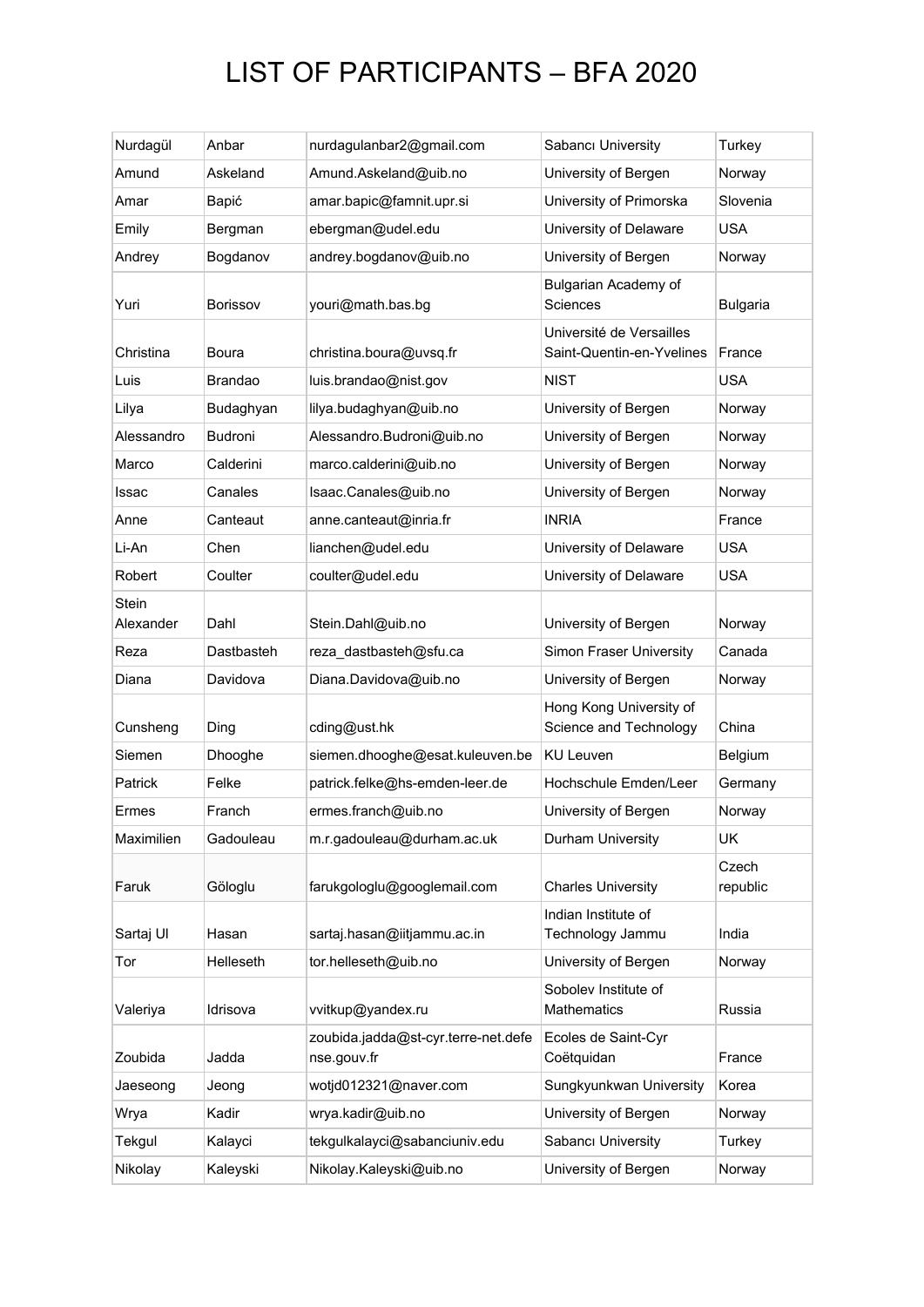# LIST OF PARTICIPANTS – BFA 2020

| | | | | |
|---|---|---|---|---|
| Nurdagül | Anbar | nurdagulanbar2@gmail.com | Sabancı University | Turkey |
| Amund | Askeland | Amund.Askeland@uib.no | University of Bergen | Norway |
| Amar | Bapić | amar.bapic@famnit.upr.si | University of Primorska | Slovenia |
| Emily | Bergman | ebergman@udel.edu | University of Delaware | USA |
| Andrey | Bogdanov | andrey.bogdanov@uib.no | University of Bergen | Norway |
| Yuri | Borissov | youri@math.bas.bg | Bulgarian Academy of Sciences | Bulgaria |
| Christina | Boura | christina.boura@uvsq.fr | Université de Versailles Saint-Quentin-en-Yvelines | France |
| Luis | Brandao | luis.brandao@nist.gov | NIST | USA |
| Lilya | Budaghyan | lilya.budaghyan@uib.no | University of Bergen | Norway |
| Alessandro | Budroni | Alessandro.Budroni@uib.no | University of Bergen | Norway |
| Marco | Calderini | marco.calderini@uib.no | University of Bergen | Norway |
| Issac | Canales | Isaac.Canales@uib.no | University of Bergen | Norway |
| Anne | Canteaut | anne.canteaut@inria.fr | INRIA | France |
| Li-An | Chen | lianchen@udel.edu | University of Delaware | USA |
| Robert | Coulter | coulter@udel.edu | University of Delaware | USA |
| Stein Alexander | Dahl | Stein.Dahl@uib.no | University of Bergen | Norway |
| Reza | Dastbasteh | reza_dastbasteh@sfu.ca | Simon Fraser University | Canada |
| Diana | Davidova | Diana.Davidova@uib.no | University of Bergen | Norway |
| Cunsheng | Ding | cding@ust.hk | Hong Kong University of Science and Technology | China |
| Siemen | Dhooghe | siemen.dhooghe@esat.kuleuven.be | KU Leuven | Belgium |
| Patrick | Felke | patrick.felke@hs-emden-leer.de | Hochschule Emden/Leer | Germany |
| Ermes | Franch | ermes.franch@uib.no | University of Bergen | Norway |
| Maximilien | Gadouleau | m.r.gadouleau@durham.ac.uk | Durham University | UK |
| Faruk | Göloglu | farukgologlu@googlemail.com | Charles University | Czech republic |
| Sartaj Ul | Hasan | sartaj.hasan@iitjammu.ac.in | Indian Institute of Technology Jammu | India |
| Tor | Helleseth | tor.helleseth@uib.no | University of Bergen | Norway |
| Valeriya | Idrisova | vvitkup@yandex.ru | Sobolev Institute of Mathematics | Russia |
| Zoubida | Jadda | zoubida.jadda@st-cyr.terre-net.defense.gouv.fr | Ecoles de Saint-Cyr Coëtquidan | France |
| Jaeseong | Jeong | wotjd012321@naver.com | Sungkyunkwan University | Korea |
| Wrya | Kadir | wrya.kadir@uib.no | University of Bergen | Norway |
| Tekgul | Kalayci | tekgulkalayci@sabanciuniv.edu | Sabancı University | Turkey |
| Nikolay | Kaleyski | Nikolay.Kaleyski@uib.no | University of Bergen | Norway |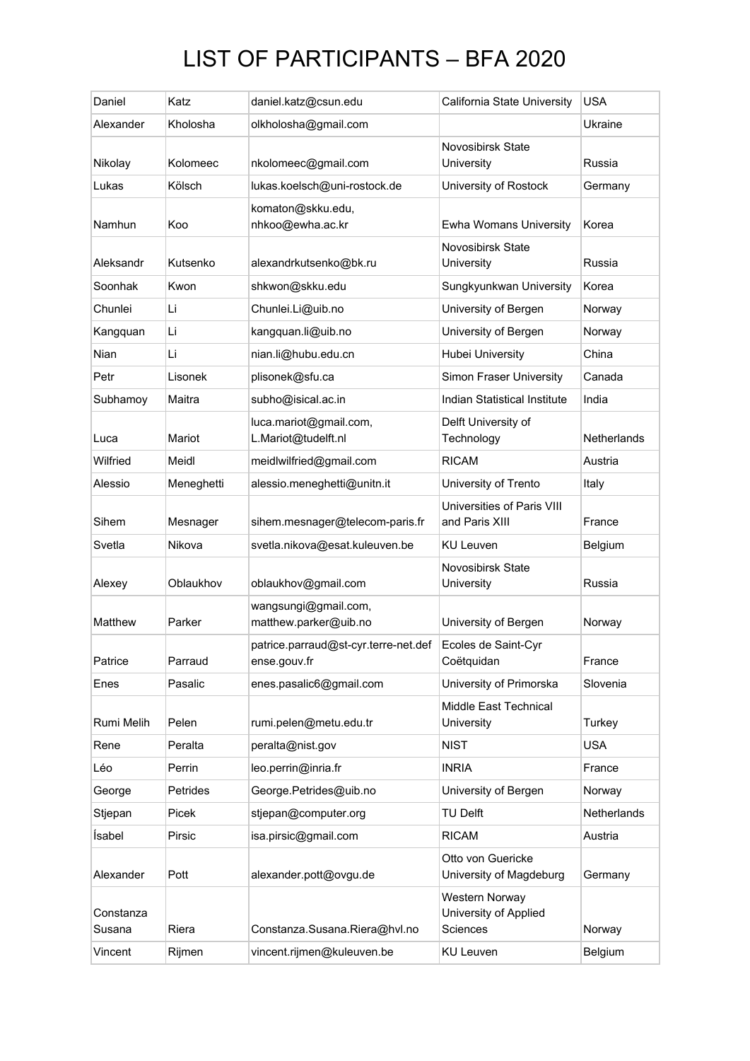# LIST OF PARTICIPANTS – BFA 2020

| | | | | |
|---|---|---|---|---|
| Daniel | Katz | daniel.katz@csun.edu | California State University | USA |
| Alexander | Kholosha | olkholosha@gmail.com | | Ukraine |
| Nikolay | Kolomeec | nkolomeec@gmail.com | Novosibirsk State University | Russia |
| Lukas | Kölsch | lukas.koelsch@uni-rostock.de | University of Rostock | Germany |
| Namhun | Koo | komaton@skku.edu, nhkoo@ewha.ac.kr | Ewha Womans University | Korea |
| Aleksandr | Kutsenko | alexandrkutsenko@bk.ru | Novosibirsk State University | Russia |
| Soonhak | Kwon | shkwon@skku.edu | Sungkyunkwan University | Korea |
| Chunlei | Li | Chunlei.Li@uib.no | University of Bergen | Norway |
| Kangquan | Li | kangquan.li@uib.no | University of Bergen | Norway |
| Nian | Li | nian.li@hubu.edu.cn | Hubei University | China |
| Petr | Lisonek | plisonek@sfu.ca | Simon Fraser University | Canada |
| Subhamoy | Maitra | subho@isical.ac.in | Indian Statistical Institute | India |
| Luca | Mariot | luca.mariot@gmail.com, L.Mariot@tudelft.nl | Delft University of Technology | Netherlands |
| Wilfried | Meidl | meidlwilfried@gmail.com | RICAM | Austria |
| Alessio | Meneghetti | alessio.meneghetti@unitn.it | University of Trento | Italy |
| Sihem | Mesnager | sihem.mesnager@telecom-paris.fr | Universities of Paris VIII and Paris XIII | France |
| Svetla | Nikova | svetla.nikova@esat.kuleuven.be | KU Leuven | Belgium |
| Alexey | Oblaukhov | oblaukhov@gmail.com | Novosibirsk State University | Russia |
| Matthew | Parker | wangsungi@gmail.com, matthew.parker@uib.no | University of Bergen | Norway |
| Patrice | Parraud | patrice.parraud@st-cyr.terre-net.defense.gouv.fr | Ecoles de Saint-Cyr Coëtquidan | France |
| Enes | Pasalic | enes.pasalic6@gmail.com | University of Primorska | Slovenia |
| Rumi Melih | Pelen | rumi.pelen@metu.edu.tr | Middle East Technical University | Turkey |
| Rene | Peralta | peralta@nist.gov | NIST | USA |
| Léo | Perrin | leo.perrin@inria.fr | INRIA | France |
| George | Petrides | George.Petrides@uib.no | University of Bergen | Norway |
| Stjepan | Picek | stjepan@computer.org | TU Delft | Netherlands |
| Ísabel | Pirsic | isa.pirsic@gmail.com | RICAM | Austria |
| Alexander | Pott | alexander.pott@ovgu.de | Otto von Guericke University of Magdeburg | Germany |
| Constanza Susana | Riera | Constanza.Susana.Riera@hvl.no | Western Norway University of Applied Sciences | Norway |
| Vincent | Rijmen | vincent.rijmen@kuleuven.be | KU Leuven | Belgium |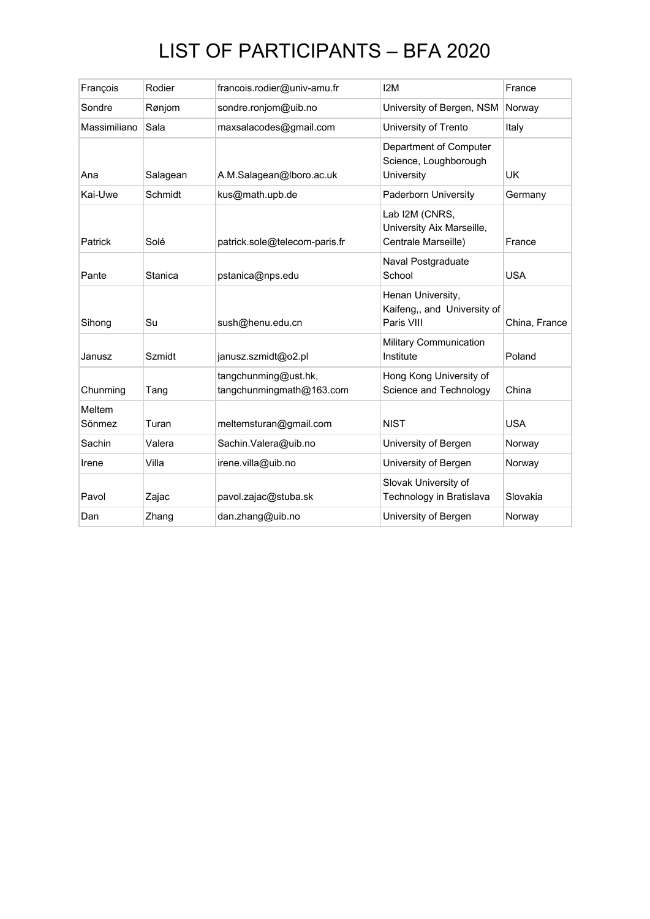# LIST OF PARTICIPANTS – BFA 2020

| | | | | |
|---|---|---|---|---|
| François | Rodier | francois.rodier@univ-amu.fr | I2M | France |
| Sondre | Rønjom | sondre.ronjom@uib.no | University of Bergen, NSM | Norway |
| Massimiliano | Sala | maxsalacodes@gmail.com | University of Trento | Italy |
| Ana | Salagean | A.M.Salagean@lboro.ac.uk | Department of Computer Science, Loughborough University | UK |
| Kai-Uwe | Schmidt | kus@math.upb.de | Paderborn University | Germany |
| Patrick | Solé | patrick.sole@telecom-paris.fr | Lab I2M (CNRS, University Aix Marseille, Centrale Marseille) | France |
| Pante | Stanica | pstanica@nps.edu | Naval Postgraduate School | USA |
| Sihong | Su | sush@henu.edu.cn | Henan University, Kaifeng,, and University of Paris VIII | China, France |
| Janusz | Szmidt | janusz.szmidt@o2.pl | Military Communication Institute | Poland |
| Chunming | Tang | tangchunming@ust.hk, tangchunmingmath@163.com | Hong Kong University of Science and Technology | China |
| Meltem Sönmez | Turan | meltemsturan@gmail.com | NIST | USA |
| Sachin | Valera | Sachin.Valera@uib.no | University of Bergen | Norway |
| Irene | Villa | irene.villa@uib.no | University of Bergen | Norway |
| Pavol | Zajac | pavol.zajac@stuba.sk | Slovak University of Technology in Bratislava | Slovakia |
| Dan | Zhang | dan.zhang@uib.no | University of Bergen | Norway |